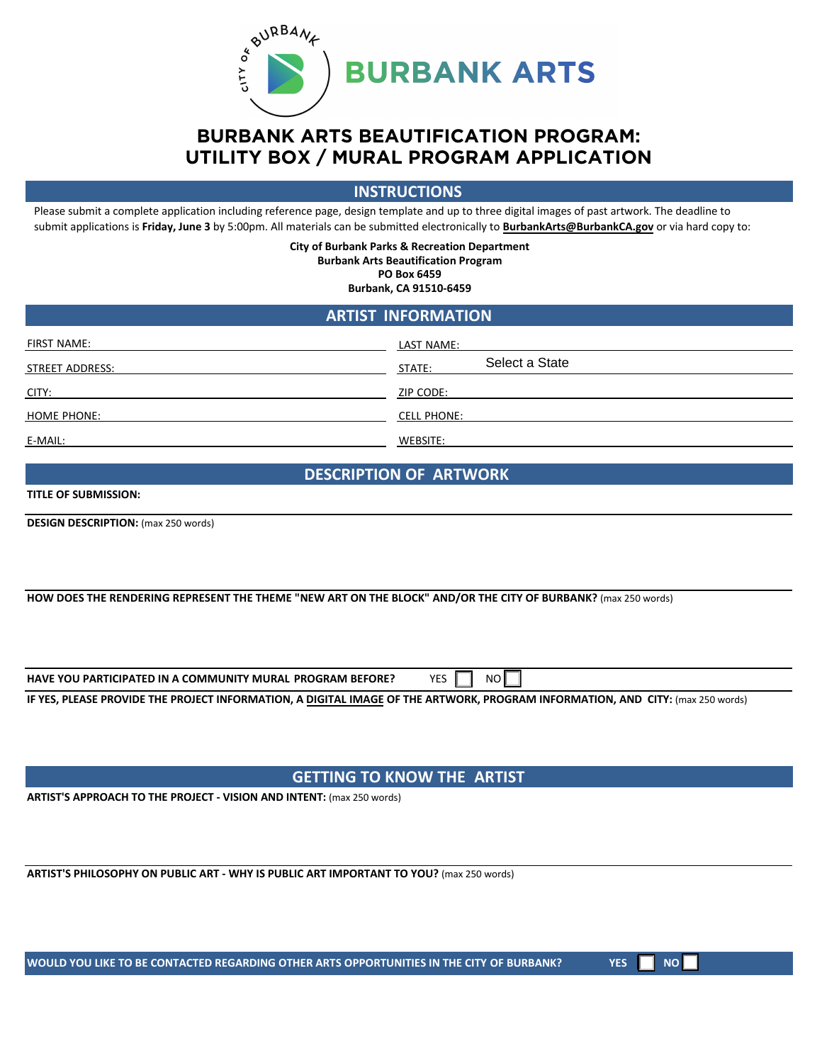# BURBANK ARTS

## BURBANK ARTS BEAUTIFICATION PROGRAM: UTILITY BOX / MURAL PROGRAM APPLICATION

### INSTRUCTIONS

Please submit a complete application including reference page, design template and up to three digital images of past artwork. The deadline to submit applications is **Friday, June 3** by 5:00pm. All materials can be submitted electronically to **BurbankArts@BurbankCA.gov** or via hard copy to:

**City of Burbank Parks & Recreation Department**
**Burbank Arts Beautification Program**
**PO Box 6459**
**Burbank, CA 91510-6459**

### ARTIST INFORMATION

FIRST NAME: ____________________ LAST NAME: ____________________

STREET ADDRESS: ____________________ STATE: Select a State

CITY: ____________________ ZIP CODE: ____________________

HOME PHONE: ____________________ CELL PHONE: ____________________

E-MAIL: ____________________ WEBSITE: ____________________

### DESCRIPTION OF ARTWORK

**TITLE OF SUBMISSION:**

**DESIGN DESCRIPTION:** (max 250 words)

**HOW DOES THE RENDERING REPRESENT THE THEME "NEW ART ON THE BLOCK" AND/OR THE CITY OF BURBANK?** (max 250 words)

**HAVE YOU PARTICIPATED IN A COMMUNITY MURAL PROGRAM BEFORE?** YES ☐ NO ☐

**IF YES, PLEASE PROVIDE THE PROJECT INFORMATION, A DIGITAL IMAGE OF THE ARTWORK, PROGRAM INFORMATION, AND CITY:** (max 250 words)

### GETTING TO KNOW THE ARTIST

**ARTIST'S APPROACH TO THE PROJECT - VISION AND INTENT:** (max 250 words)

**ARTIST'S PHILOSOPHY ON PUBLIC ART - WHY IS PUBLIC ART IMPORTANT TO YOU?** (max 250 words)

**WOULD YOU LIKE TO BE CONTACTED REGARDING OTHER ARTS OPPORTUNITIES IN THE CITY OF BURBANK?** YES ☐ NO ☐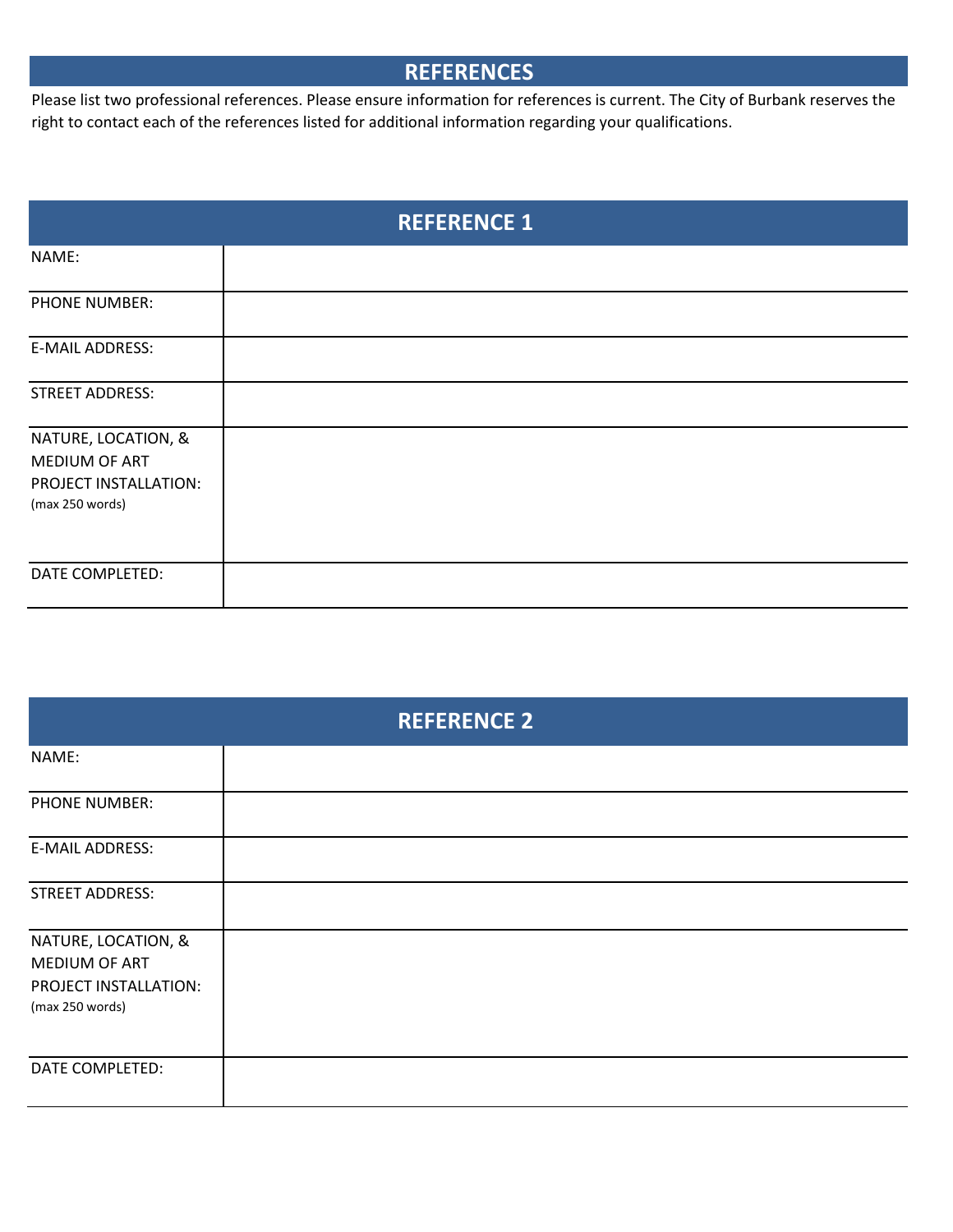## REFERENCES

Please list two professional references. Please ensure information for references is current. The City of Burbank reserves the right to contact each of the references listed for additional information regarding your qualifications.

| REFERENCE 1 | |
|---|---|
| NAME: | |
| PHONE NUMBER: | |
| E-MAIL ADDRESS: | |
| STREET ADDRESS: | |
| NATURE, LOCATION, & MEDIUM OF ART PROJECT INSTALLATION: (max 250 words) | |
| DATE COMPLETED: | |

| REFERENCE 2 | |
|---|---|
| NAME: | |
| PHONE NUMBER: | |
| E-MAIL ADDRESS: | |
| STREET ADDRESS: | |
| NATURE, LOCATION, & MEDIUM OF ART PROJECT INSTALLATION: (max 250 words) | |
| DATE COMPLETED: | |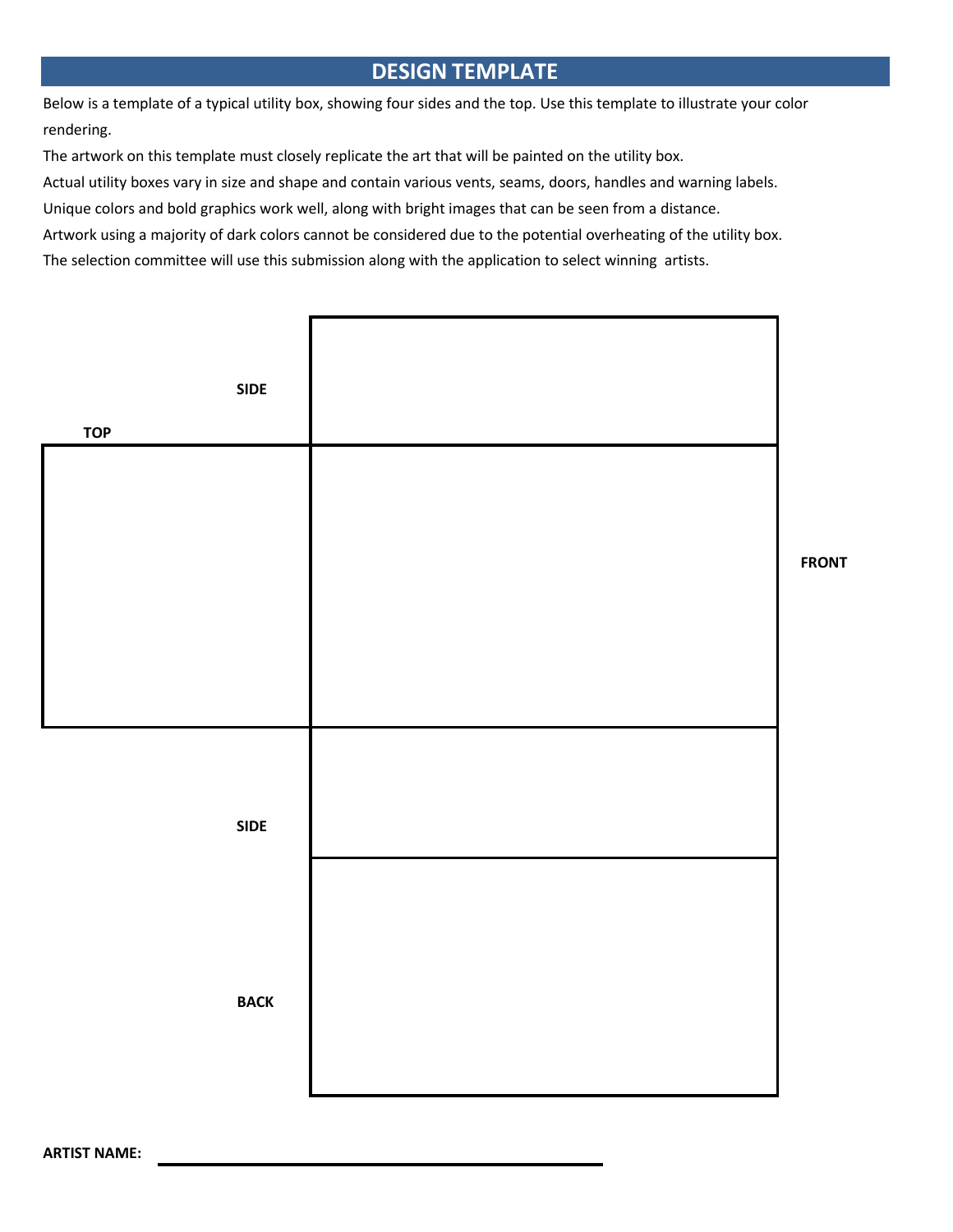## DESIGN TEMPLATE

Below is a template of a typical utility box, showing four sides and the top. Use this template to illustrate your color rendering.

The artwork on this template must closely replicate the art that will be painted on the utility box.

Actual utility boxes vary in size and shape and contain various vents, seams, doors, handles and warning labels.

Unique colors and bold graphics work well, along with bright images that can be seen from a distance.

Artwork using a majority of dark colors cannot be considered due to the potential overheating of the utility box.

The selection committee will use this submission along with the application to select winning artists.

**SIDE**

**TOP**

**FRONT**

**SIDE**

**BACK**

**ARTIST NAME:** ______________________________